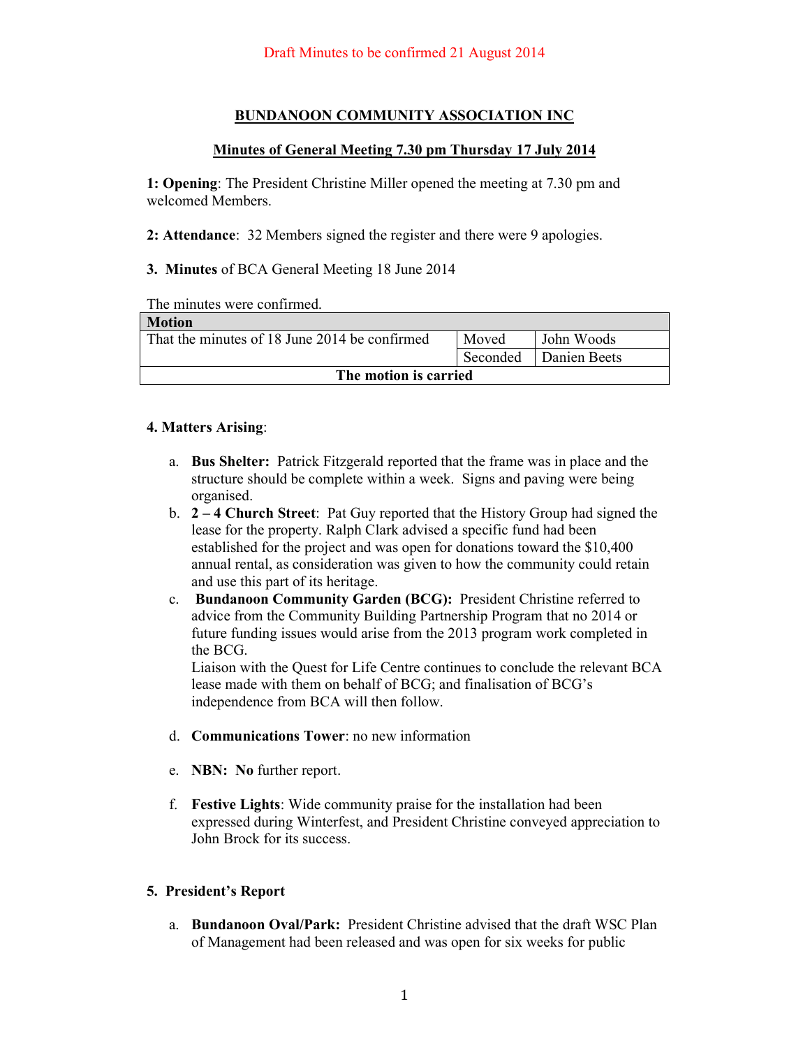Draft Minutes to be confirmed 21 August 2014

# BUNDANOON COMMUNITY ASSOCIATION INC

## Minutes of General Meeting 7.30 pm Thursday 17 July 2014

**1: Opening**: The President Christine Miller opened the meeting at 7.30 pm and welcomed Members.

**2: Attendance**: 32 Members signed the register and there were 9 apologies.

**3. Minutes** of BCA General Meeting 18 June 2014

The minutes were confirmed.

| **Motion** | | |
|---|---|---|
| That the minutes of 18 June 2014 be confirmed | Moved | John Woods |
| | Seconded | Danien Beets |
| **The motion is carried** | | |

**4. Matters Arising**:

a. **Bus Shelter:** Patrick Fitzgerald reported that the frame was in place and the structure should be complete within a week. Signs and paving were being organised.

b. **2 – 4 Church Street**: Pat Guy reported that the History Group had signed the lease for the property. Ralph Clark advised a specific fund had been established for the project and was open for donations toward the $10,400 annual rental, as consideration was given to how the community could retain and use this part of its heritage.

c. **Bundanoon Community Garden (BCG):** President Christine referred to advice from the Community Building Partnership Program that no 2014 or future funding issues would arise from the 2013 program work completed in the BCG.
Liaison with the Quest for Life Centre continues to conclude the relevant BCA lease made with them on behalf of BCG; and finalisation of BCG's independence from BCA will then follow.

d. **Communications Tower**: no new information

e. **NBN: No** further report.

f. **Festive Lights**: Wide community praise for the installation had been expressed during Winterfest, and President Christine conveyed appreciation to John Brock for its success.

**5. President's Report**

a. **Bundanoon Oval/Park:** President Christine advised that the draft WSC Plan of Management had been released and was open for six weeks for public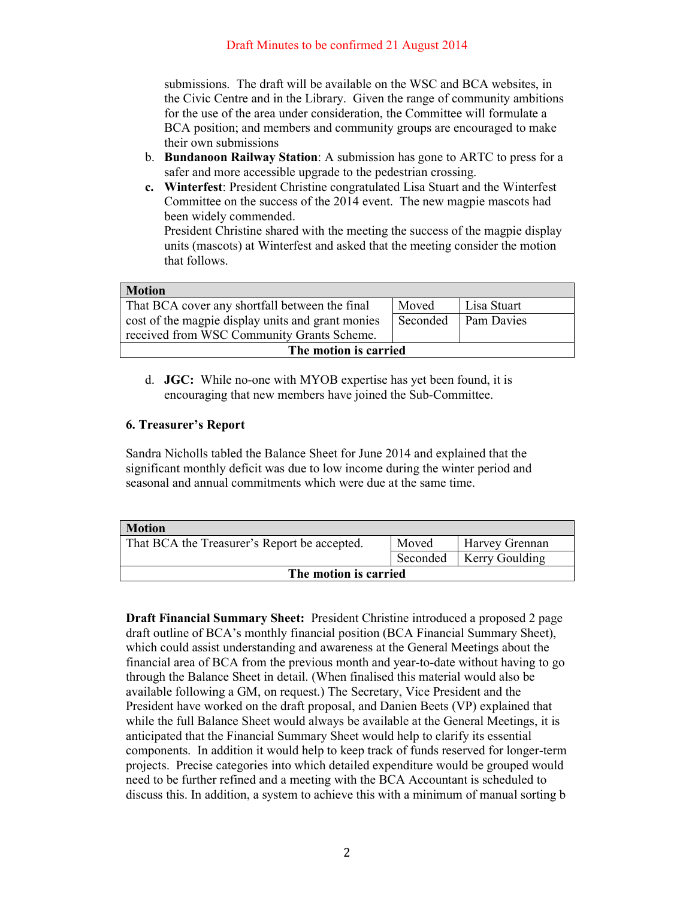Draft Minutes to be confirmed 21 August 2014

submissions. The draft will be available on the WSC and BCA websites, in the Civic Centre and in the Library. Given the range of community ambitions for the use of the area under consideration, the Committee will formulate a BCA position; and members and community groups are encouraged to make their own submissions

b. **Bundanoon Railway Station**: A submission has gone to ARTC to press for a safer and more accessible upgrade to the pedestrian crossing.

c. **Winterfest**: President Christine congratulated Lisa Stuart and the Winterfest Committee on the success of the 2014 event. The new magpie mascots had been widely commended.
President Christine shared with the meeting the success of the magpie display units (mascots) at Winterfest and asked that the meeting consider the motion that follows.

| **Motion** | | |
|---|---|---|
| That BCA cover any shortfall between the final cost of the magpie display units and grant monies received from WSC Community Grants Scheme. | Moved | Lisa Stuart |
| | Seconded | Pam Davies |
| **The motion is carried** | | |

d. **JGC:** While no-one with MYOB expertise has yet been found, it is encouraging that new members have joined the Sub-Committee.

### 6. Treasurer's Report

Sandra Nicholls tabled the Balance Sheet for June 2014 and explained that the significant monthly deficit was due to low income during the winter period and seasonal and annual commitments which were due at the same time.

| **Motion** | | |
|---|---|---|
| That BCA the Treasurer's Report be accepted. | Moved | Harvey Grennan |
| | Seconded | Kerry Goulding |
| **The motion is carried** | | |

**Draft Financial Summary Sheet:** President Christine introduced a proposed 2 page draft outline of BCA's monthly financial position (BCA Financial Summary Sheet), which could assist understanding and awareness at the General Meetings about the financial area of BCA from the previous month and year-to-date without having to go through the Balance Sheet in detail. (When finalised this material would also be available following a GM, on request.) The Secretary, Vice President and the President have worked on the draft proposal, and Danien Beets (VP) explained that while the full Balance Sheet would always be available at the General Meetings, it is anticipated that the Financial Summary Sheet would help to clarify its essential components. In addition it would help to keep track of funds reserved for longer-term projects. Precise categories into which detailed expenditure would be grouped would need to be further refined and a meeting with the BCA Accountant is scheduled to discuss this. In addition, a system to achieve this with a minimum of manual sorting b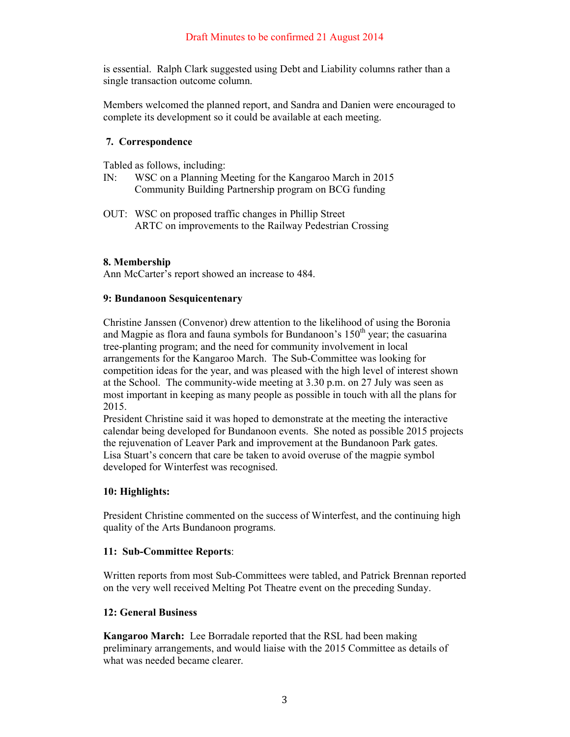is essential. Ralph Clark suggested using Debt and Liability columns rather than a single transaction outcome column.

Members welcomed the planned report, and Sandra and Danien were encouraged to complete its development so it could be available at each meeting.

**7. Correspondence**

Tabled as follows, including:

IN: WSC on a Planning Meeting for the Kangaroo March in 2015
Community Building Partnership program on BCG funding

OUT: WSC on proposed traffic changes in Phillip Street
ARTC on improvements to the Railway Pedestrian Crossing

**8. Membership**

Ann McCarter's report showed an increase to 484.

**9: Bundanoon Sesquicentenary**

Christine Janssen (Convenor) drew attention to the likelihood of using the Boronia and Magpie as flora and fauna symbols for Bundanoon's 150th year; the casuarina tree-planting program; and the need for community involvement in local arrangements for the Kangaroo March. The Sub-Committee was looking for competition ideas for the year, and was pleased with the high level of interest shown at the School. The community-wide meeting at 3.30 p.m. on 27 July was seen as most important in keeping as many people as possible in touch with all the plans for 2015.

President Christine said it was hoped to demonstrate at the meeting the interactive calendar being developed for Bundanoon events. She noted as possible 2015 projects the rejuvenation of Leaver Park and improvement at the Bundanoon Park gates. Lisa Stuart's concern that care be taken to avoid overuse of the magpie symbol developed for Winterfest was recognised.

**10: Highlights:**

President Christine commented on the success of Winterfest, and the continuing high quality of the Arts Bundanoon programs.

**11: Sub-Committee Reports**:

Written reports from most Sub-Committees were tabled, and Patrick Brennan reported on the very well received Melting Pot Theatre event on the preceding Sunday.

**12: General Business**

**Kangaroo March:** Lee Borradale reported that the RSL had been making preliminary arrangements, and would liaise with the 2015 Committee as details of what was needed became clearer.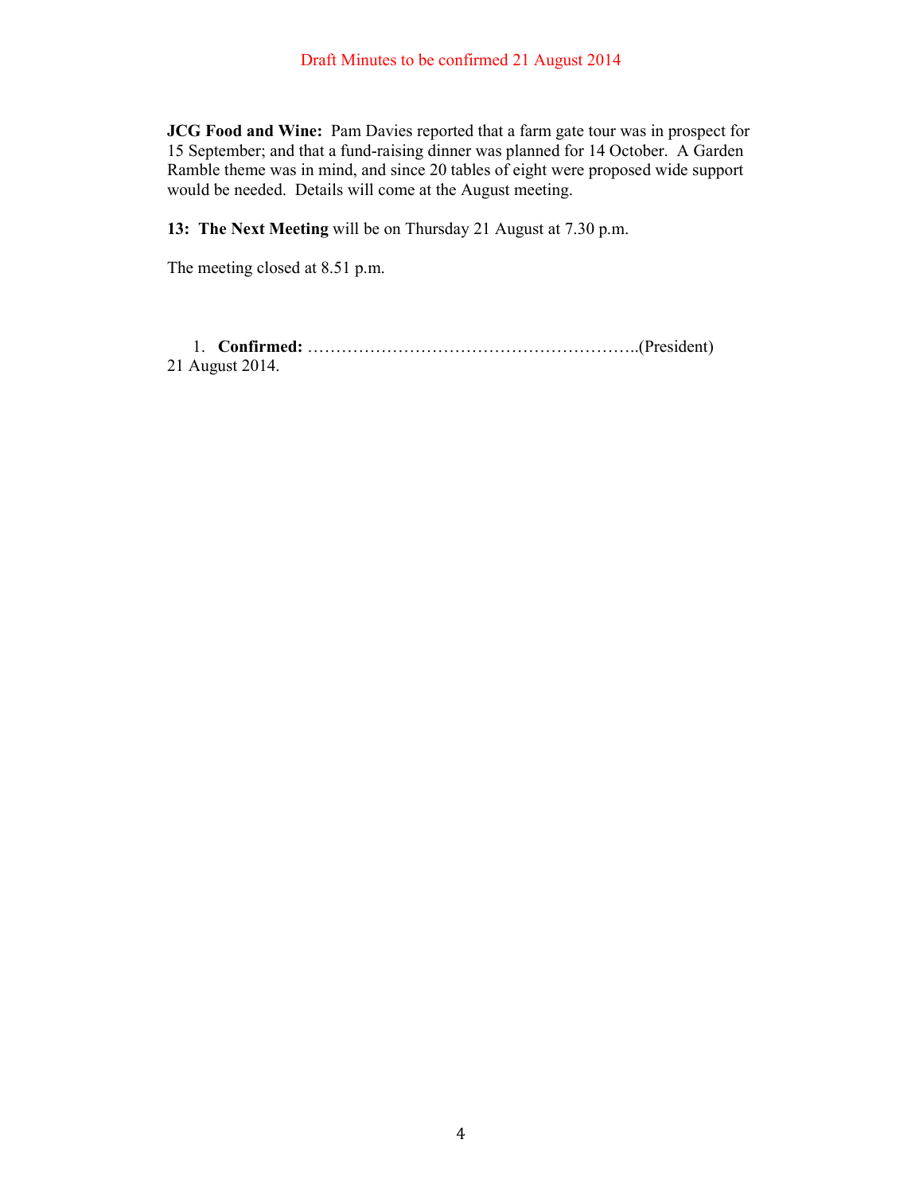**JCG Food and Wine:** Pam Davies reported that a farm gate tour was in prospect for 15 September; and that a fund-raising dinner was planned for 14 October. A Garden Ramble theme was in mind, and since 20 tables of eight were proposed wide support would be needed. Details will come at the August meeting.

**13: The Next Meeting** will be on Thursday 21 August at 7.30 p.m.

The meeting closed at 8.51 p.m.

1. **Confirmed:** …………………………………………………..(President)

21 August 2014.